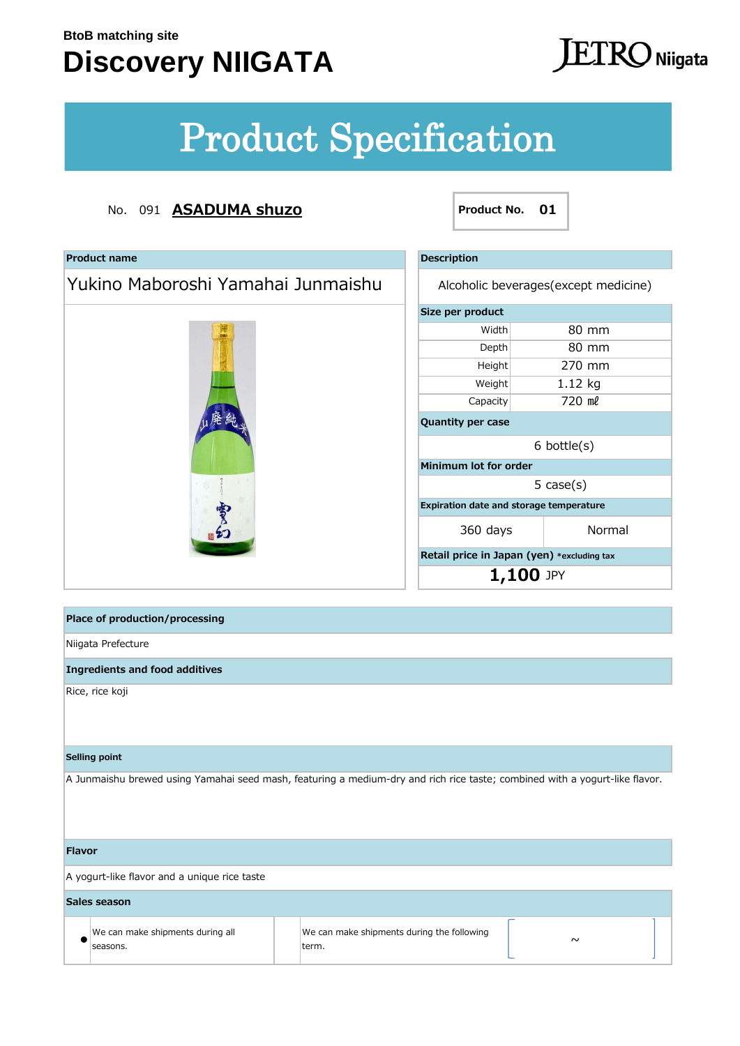BtoB matching site

# Discovery NIIGATA

JETRO Niigata

## Product Specification

No. 091 **ASADUMA shuzo**

**Product No. 01**

| Product name | |
|---|---|
| Yukino Maboroshi Yamahai Junmaishu | |

| Description | |
|---|---|
| Alcoholic beverages(except medicine) | |
| **Size per product** | |
| Width | 80 mm |
| Depth | 80 mm |
| Height | 270 mm |
| Weight | 1.12 kg |
| Capacity | 720 ㎖ |
| **Quantity per case** | |
| 6 bottle(s) | |
| **Minimum lot for order** | |
| 5 case(s) | |
| **Expiration date and storage temperature** | |
| 360 days | Normal |
| **Retail price in Japan (yen)** *excluding tax | |
| **1,100** JPY | |

**Place of production/processing**

Niigata Prefecture

**Ingredients and food additives**

Rice, rice koji

**Selling point**

A Junmaishu brewed using Yamahai seed mash, featuring a medium-dry and rich rice taste; combined with a yogurt-like flavor.

**Flavor**

A yogurt-like flavor and a unique rice taste

**Sales season**

| | | | |
|---|---|---|---|
| ● | We can make shipments during all seasons. | We can make shipments during the following term. | [ ~ ] |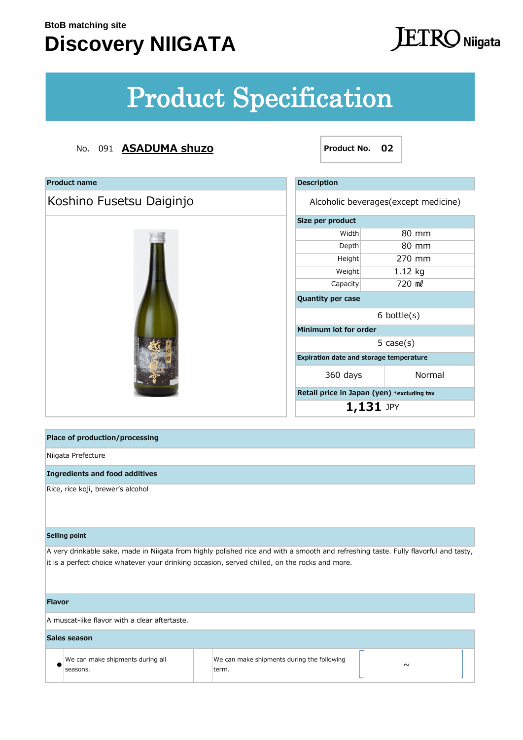BtoB matching site

# Discovery NIIGATA

JETRO Niigata

# Product Specification

No. 091 **ASADUMA shuzo**

**Product No. 02**

| Product name |
|---|
| Koshino Fusetsu Daiginjo |

| Description | |
|---|---|
| Alcoholic beverages(except medicine) | |
| **Size per product** | |
| Width | 80 mm |
| Depth | 80 mm |
| Height | 270 mm |
| Weight | 1.12 kg |
| Capacity | 720 ㎖ |
| **Quantity per case** | |
| 6 bottle(s) | |
| **Minimum lot for order** | |
| 5 case(s) | |
| **Expiration date and storage temperature** | |
| 360 days | Normal |
| **Retail price in Japan (yen)** *excluding tax | |
| **1,131** JPY | |

**Place of production/processing**

Niigata Prefecture

**Ingredients and food additives**

Rice, rice koji, brewer's alcohol

**Selling point**

A very drinkable sake, made in Niigata from highly polished rice and with a smooth and refreshing taste. Fully flavorful and tasty, it is a perfect choice whatever your drinking occasion, served chilled, on the rocks and more.

**Flavor**

A muscat-like flavor with a clear aftertaste.

**Sales season**

| | | | | |
|---|---|---|---|---|
| ● | We can make shipments during all seasons. | | We can make shipments during the following term. | ～ |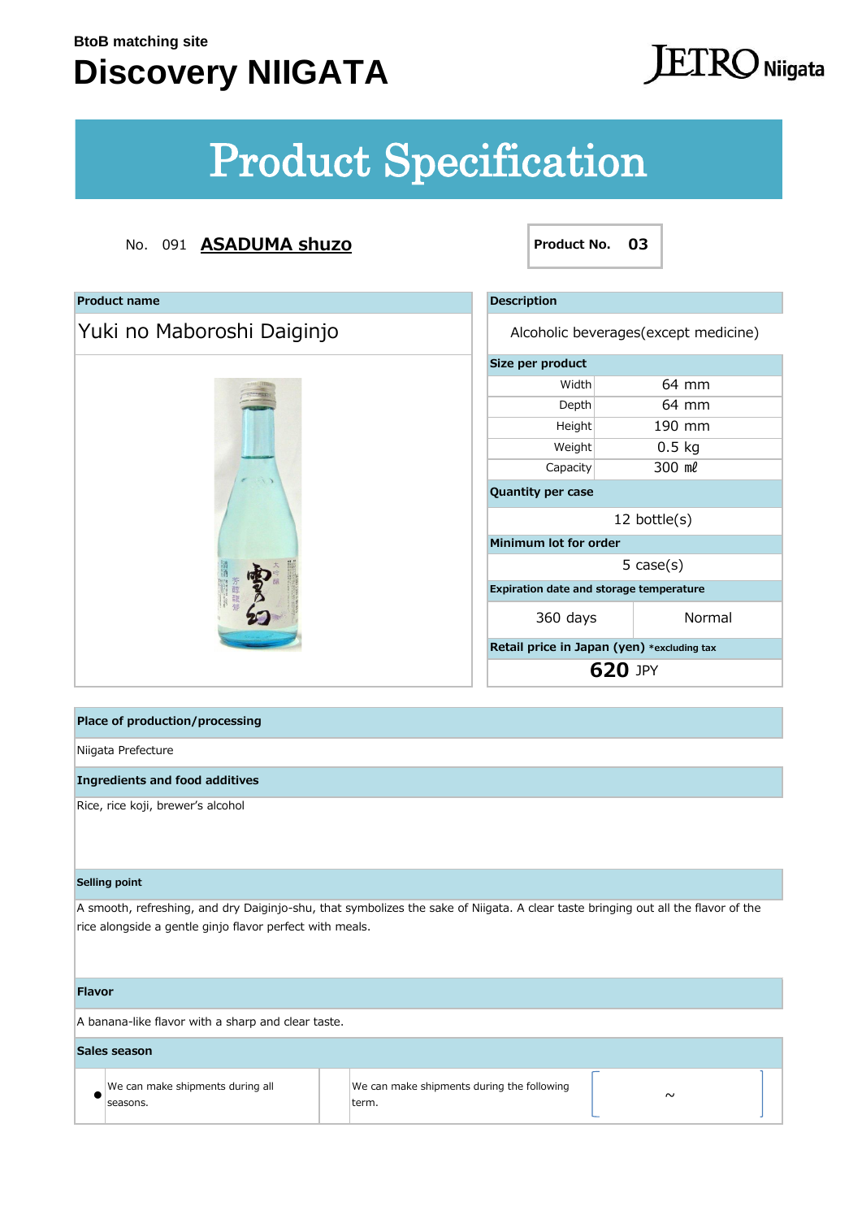BtoB matching site

# Discovery NIIGATA

JETRO Niigata

# Product Specification

No. 091 **ASADUMA shuzo**

| Product No. | 03 |
|---|---|

**Product name**

Yuki no Maboroshi Daiginjo

**Description**

Alcoholic beverages(except medicine)

**Size per product**

| | |
|---|---|
| Width | 64 mm |
| Depth | 64 mm |
| Height | 190 mm |
| Weight | 0.5 kg |
| Capacity | 300 ㎖ |

**Quantity per case**

12 bottle(s)

**Minimum lot for order**

5 case(s)

**Expiration date and storage temperature**

| 360 days | Normal |
|---|---|

**Retail price in Japan (yen)** *excluding tax

**620** JPY

**Place of production/processing**

Niigata Prefecture

**Ingredients and food additives**

Rice, rice koji, brewer's alcohol

**Selling point**

A smooth, refreshing, and dry Daiginjo-shu, that symbolizes the sake of Niigata. A clear taste bringing out all the flavor of the rice alongside a gentle ginjo flavor perfect with meals.

**Flavor**

A banana-like flavor with a sharp and clear taste.

**Sales season**

| ● | We can make shipments during all seasons. | | We can make shipments during the following term. | ～ |
|---|---|---|---|---|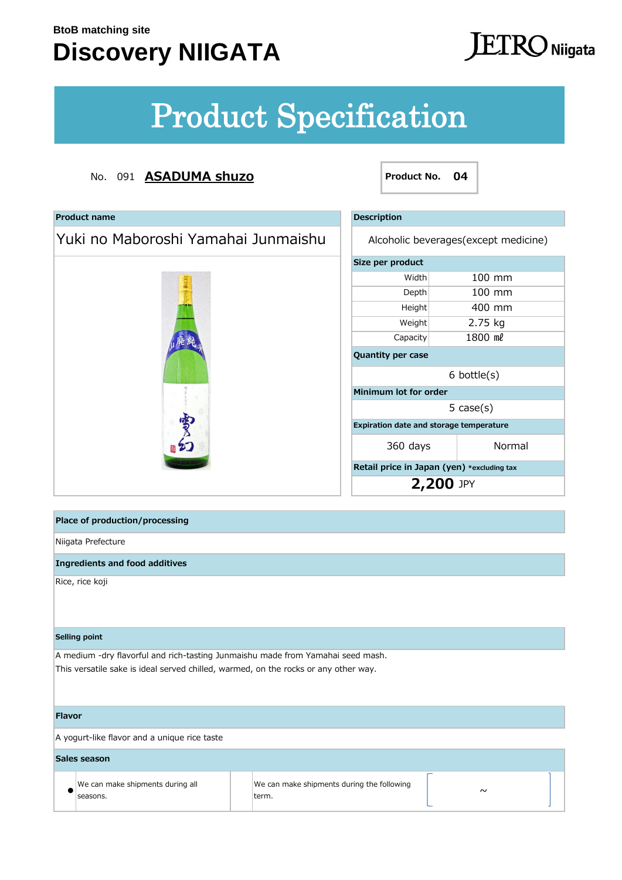BtoB matching site

# Discovery NIIGATA

JETRO Niigata

# Product Specification

No. 091 **ASADUMA shuzo**

| Product No. | 04 |
|---|---|

**Product name**

Yuki no Maboroshi Yamahai Junmaishu

**Description**

Alcoholic beverages(except medicine)

**Size per product**

| | |
|---|---|
| Width | 100 mm |
| Depth | 100 mm |
| Height | 400 mm |
| Weight | 2.75 kg |
| Capacity | 1800 mℓ |

**Quantity per case**

6 bottle(s)

**Minimum lot for order**

5 case(s)

**Expiration date and storage temperature**

| 360 days | Normal |
|---|---|

**Retail price in Japan (yen)** *excluding tax

**2,200** JPY

**Place of production/processing**

Niigata Prefecture

**Ingredients and food additives**

Rice, rice koji

**Selling point**

A medium -dry flavorful and rich-tasting Junmaishu made from Yamahai seed mash.
This versatile sake is ideal served chilled, warmed, on the rocks or any other way.

**Flavor**

A yogurt-like flavor and a unique rice taste

**Sales season**

| | | | | |
|---|---|---|---|---|
| ● | We can make shipments during all seasons. | | We can make shipments during the following term. | [ ～ ] |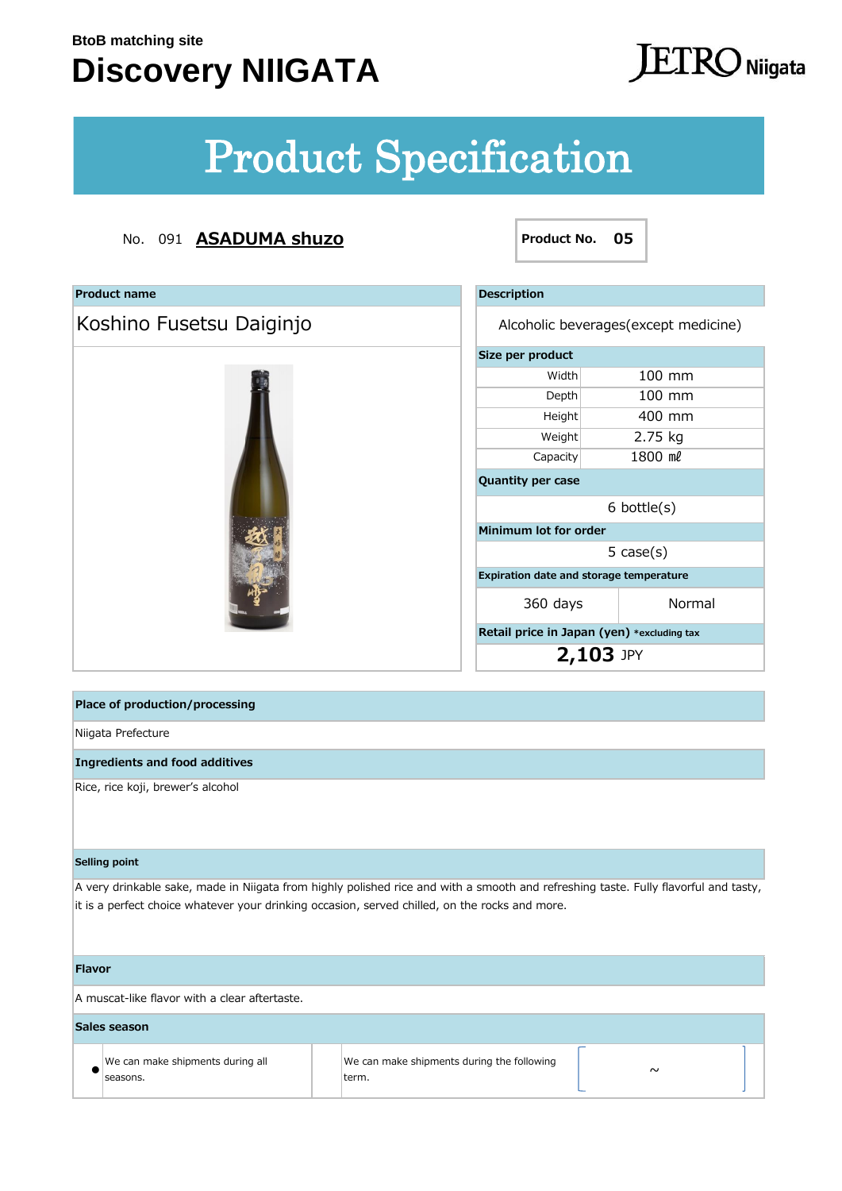BtoB matching site

# Discovery NIIGATA

JETRO Niigata

## Product Specification

No. 091 **ASADUMA shuzo**

**Product No. 05**

| Product name |
|---|
| Koshino Fusetsu Daiginjo |

| Description | |
|---|---|
| Alcoholic beverages(except medicine) | |
| **Size per product** | |
| Width | 100 mm |
| Depth | 100 mm |
| Height | 400 mm |
| Weight | 2.75 kg |
| Capacity | 1800 ㎖ |
| **Quantity per case** | |
| 6 bottle(s) | |
| **Minimum lot for order** | |
| 5 case(s) | |
| **Expiration date and storage temperature** | |
| 360 days | Normal |
| **Retail price in Japan (yen)** *excluding tax | |
| **2,103** JPY | |

**Place of production/processing**

Niigata Prefecture

**Ingredients and food additives**

Rice, rice koji, brewer's alcohol

**Selling point**

A very drinkable sake, made in Niigata from highly polished rice and with a smooth and refreshing taste. Fully flavorful and tasty, it is a perfect choice whatever your drinking occasion, served chilled, on the rocks and more.

**Flavor**

A muscat-like flavor with a clear aftertaste.

**Sales season**

| | | | | |
|---|---|---|---|---|
| ● | We can make shipments during all seasons. | | We can make shipments during the following term. | ～ |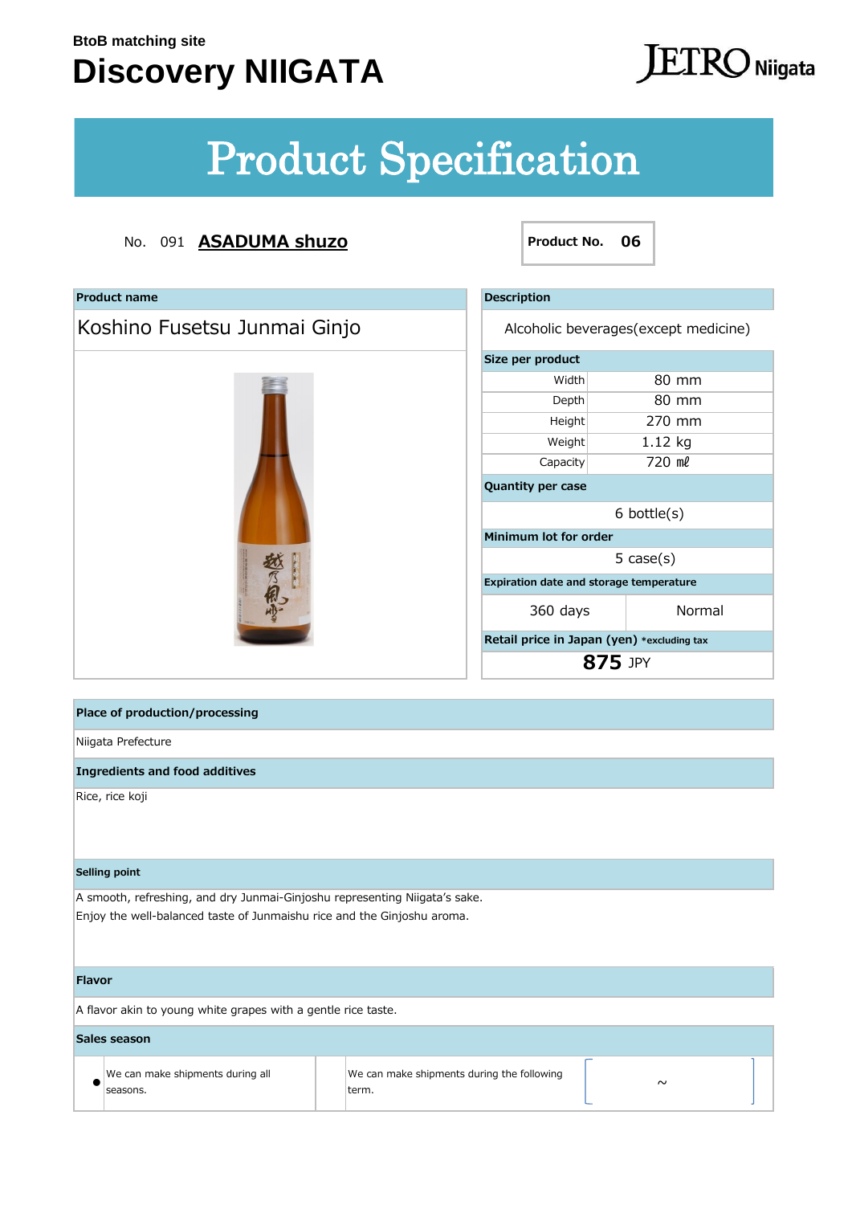BtoB matching site

# Discovery NIIGATA

JETRO Niigata

## Product Specification

No. 091 **ASADUMA shuzo**

**Product No. 06**

**Product name**

Koshino Fusetsu Junmai Ginjo

**Description**

Alcoholic beverages(except medicine)

**Size per product**

| | |
|---|---|
| Width | 80 mm |
| Depth | 80 mm |
| Height | 270 mm |
| Weight | 1.12 kg |
| Capacity | 720 ㎖ |

**Quantity per case**

6 bottle(s)

**Minimum lot for order**

5 case(s)

**Expiration date and storage temperature**

| | |
|---|---|
| 360 days | Normal |

**Retail price in Japan (yen)** *excluding tax

**875** JPY

**Place of production/processing**

Niigata Prefecture

**Ingredients and food additives**

Rice, rice koji

**Selling point**

A smooth, refreshing, and dry Junmai-Ginjoshu representing Niigata's sake.
Enjoy the well-balanced taste of Junmaishu rice and the Ginjoshu aroma.

**Flavor**

A flavor akin to young white grapes with a gentle rice taste.

**Sales season**

| | | | | |
|---|---|---|---|---|
| ● | We can make shipments during all seasons. | | We can make shipments during the following term. | [ ~ ] |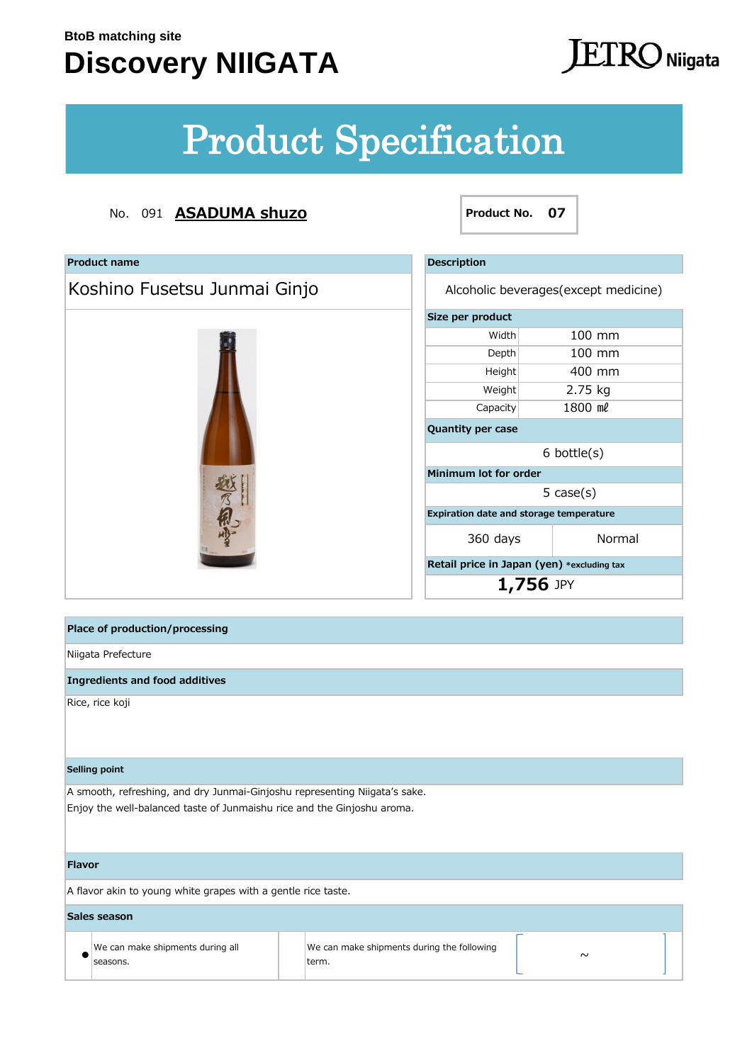BtoB matching site

# Discovery NIIGATA

JETRO Niigata

## Product Specification

No. 091 **ASADUMA shuzo**

**Product No. 07**

**Product name**

Koshino Fusetsu Junmai Ginjo

**Description**

Alcoholic beverages(except medicine)

**Size per product**

| | |
|---|---|
| Width | 100 mm |
| Depth | 100 mm |
| Height | 400 mm |
| Weight | 2.75 kg |
| Capacity | 1800 ㎖ |

**Quantity per case**

6 bottle(s)

**Minimum lot for order**

5 case(s)

**Expiration date and storage temperature**

| | |
|---|---|
| 360 days | Normal |

**Retail price in Japan (yen)** *excluding tax

**1,756** JPY

**Place of production/processing**

Niigata Prefecture

**Ingredients and food additives**

Rice, rice koji

**Selling point**

A smooth, refreshing, and dry Junmai-Ginjoshu representing Niigata's sake.
Enjoy the well-balanced taste of Junmaishu rice and the Ginjoshu aroma.

**Flavor**

A flavor akin to young white grapes with a gentle rice taste.

**Sales season**

| | | | | |
|---|---|---|---|---|
| ● | We can make shipments during all seasons. | | We can make shipments during the following term. | [ ~ ] |